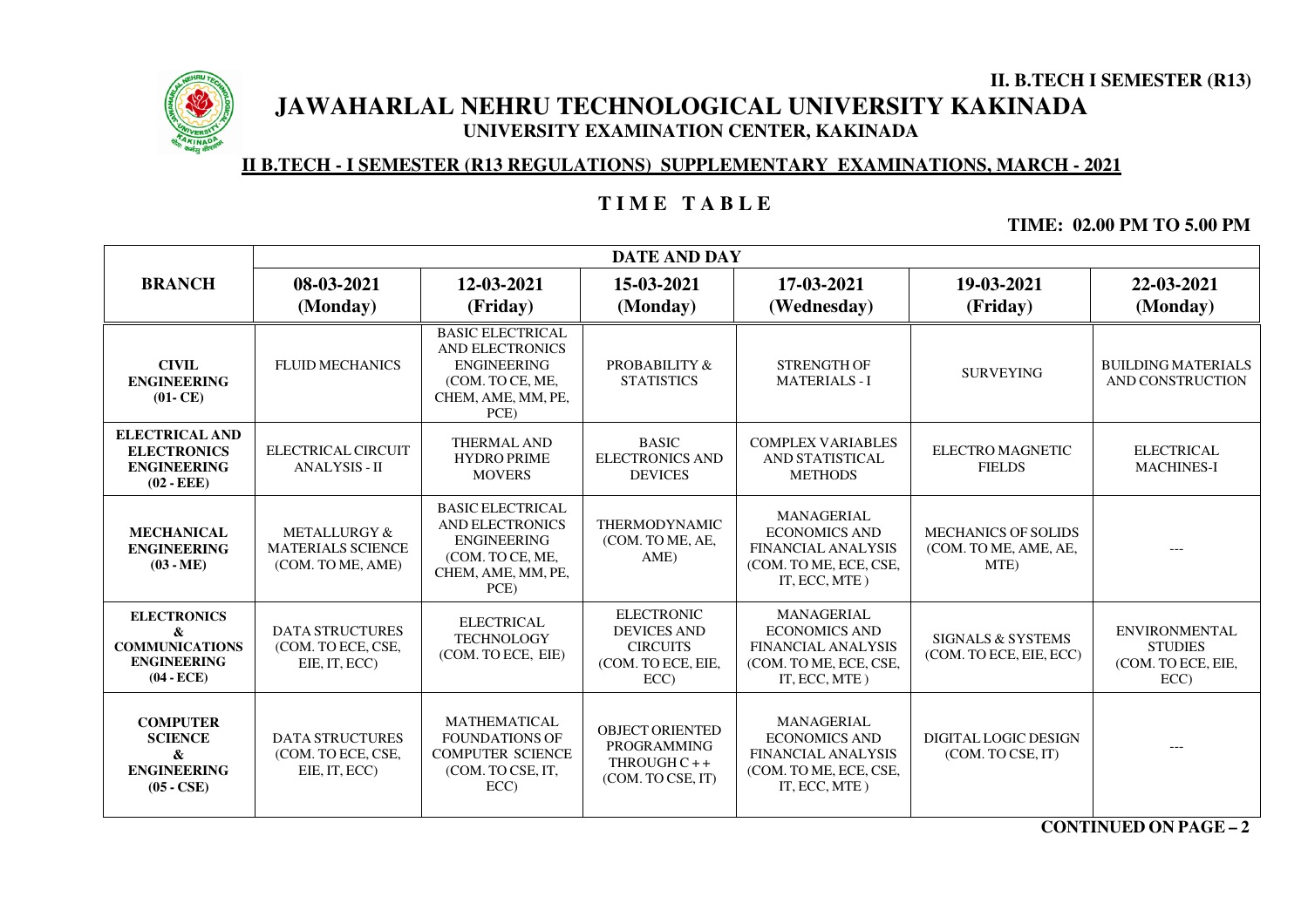II. B.TECH I SEMESTER (R13)

# JAWAHARLAL NEHRU TECHNOLOGICAL UNIVERSITY KAKINADA

## UNIVERSITY EXAMINATION CENTER, KAKINADA

**II B.TECH - I SEMESTER (R13 REGULATIONS) SUPPLEMENTARY EXAMINATIONS, MARCH - 2021**

## T I M E T A B L E

**TIME: 02.00 PM TO 5.00 PM**

| BRANCH | DATE AND DAY | | | | | |
|---|---|---|---|---|---|---|
| | **08-03-2021 (Monday)** | **12-03-2021 (Friday)** | **15-03-2021 (Monday)** | **17-03-2021 (Wednesday)** | **19-03-2021 (Friday)** | **22-03-2021 (Monday)** |
| **CIVIL ENGINEERING (01- CE)** | FLUID MECHANICS | BASIC ELECTRICAL AND ELECTRONICS ENGINEERING (COM. TO CE, ME, CHEM, AME, MM, PE, PCE) | PROBABILITY & STATISTICS | STRENGTH OF MATERIALS - I | SURVEYING | BUILDING MATERIALS AND CONSTRUCTION |
| **ELECTRICAL AND ELECTRONICS ENGINEERING (02 - EEE)** | ELECTRICAL CIRCUIT ANALYSIS - II | THERMAL AND HYDRO PRIME MOVERS | BASIC ELECTRONICS AND DEVICES | COMPLEX VARIABLES AND STATISTICAL METHODS | ELECTRO MAGNETIC FIELDS | ELECTRICAL MACHINES-I |
| **MECHANICAL ENGINEERING (03 - ME)** | METALLURGY & MATERIALS SCIENCE (COM. TO ME, AME) | BASIC ELECTRICAL AND ELECTRONICS ENGINEERING (COM. TO CE, ME, CHEM, AME, MM, PE, PCE) | THERMODYNAMIC (COM. TO ME, AE, AME) | MANAGERIAL ECONOMICS AND FINANCIAL ANALYSIS (COM. TO ME, ECE, CSE, IT, ECC, MTE ) | MECHANICS OF SOLIDS (COM. TO ME, AME, AE, MTE) | --- |
| **ELECTRONICS & COMMUNICATIONS ENGINEERING (04 - ECE)** | DATA STRUCTURES (COM. TO ECE, CSE, EIE, IT, ECC) | ELECTRICAL TECHNOLOGY (COM. TO ECE, EIE) | ELECTRONIC DEVICES AND CIRCUITS (COM. TO ECE, EIE, ECC) | MANAGERIAL ECONOMICS AND FINANCIAL ANALYSIS (COM. TO ME, ECE, CSE, IT, ECC, MTE ) | SIGNALS & SYSTEMS (COM. TO ECE, EIE, ECC) | ENVIRONMENTAL STUDIES (COM. TO ECE, EIE, ECC) |
| **COMPUTER SCIENCE & ENGINEERING (05 - CSE)** | DATA STRUCTURES (COM. TO ECE, CSE, EIE, IT, ECC) | MATHEMATICAL FOUNDATIONS OF COMPUTER SCIENCE (COM. TO CSE, IT, ECC) | OBJECT ORIENTED PROGRAMMING THROUGH C + + (COM. TO CSE, IT) | MANAGERIAL ECONOMICS AND FINANCIAL ANALYSIS (COM. TO ME, ECE, CSE, IT, ECC, MTE ) | DIGITAL LOGIC DESIGN (COM. TO CSE, IT) | --- |

**CONTINUED ON PAGE – 2**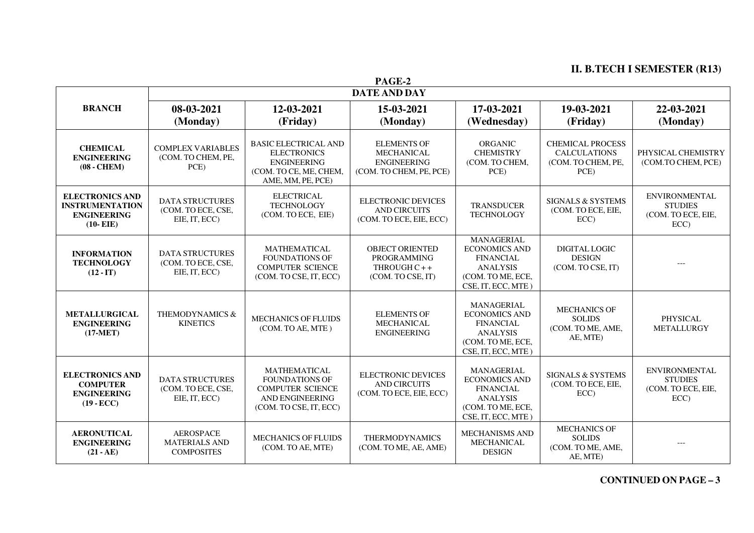## II. B.TECH I SEMESTER (R13)

PAGE-2

| BRANCH | DATE AND DAY | | | | | |
|---|---|---|---|---|---|---|
| | **08-03-2021 (Monday)** | **12-03-2021 (Friday)** | **15-03-2021 (Monday)** | **17-03-2021 (Wednesday)** | **19-03-2021 (Friday)** | **22-03-2021 (Monday)** |
| **CHEMICAL ENGINEERING (08 - CHEM)** | COMPLEX VARIABLES (COM. TO CHEM, PE, PCE) | BASIC ELECTRICAL AND ELECTRONICS ENGINEERING (COM. TO CE, ME, CHEM, AME, MM, PE, PCE) | ELEMENTS OF MECHANICAL ENGINEERING (COM. TO CHEM, PE, PCE) | ORGANIC CHEMISTRY (COM. TO CHEM, PCE) | CHEMICAL PROCESS CALCULATIONS (COM. TO CHEM, PE, PCE) | PHYSICAL CHEMISTRY (COM.TO CHEM, PCE) |
| **ELECTRONICS AND INSTRUMENTATION ENGINEERING (10- EIE)** | DATA STRUCTURES (COM. TO ECE, CSE, EIE, IT, ECC) | ELECTRICAL TECHNOLOGY (COM. TO ECE, EIE) | ELECTRONIC DEVICES AND CIRCUITS (COM. TO ECE, EIE, ECC) | TRANSDUCER TECHNOLOGY | SIGNALS & SYSTEMS (COM. TO ECE, EIE, ECC) | ENVIRONMENTAL STUDIES (COM. TO ECE, EIE, ECC) |
| **INFORMATION TECHNOLOGY (12 - IT)** | DATA STRUCTURES (COM. TO ECE, CSE, EIE, IT, ECC) | MATHEMATICAL FOUNDATIONS OF COMPUTER SCIENCE (COM. TO CSE, IT, ECC) | OBJECT ORIENTED PROGRAMMING THROUGH C + + (COM. TO CSE, IT) | MANAGERIAL ECONOMICS AND FINANCIAL ANALYSIS (COM. TO ME, ECE, CSE, IT, ECC, MTE ) | DIGITAL LOGIC DESIGN (COM. TO CSE, IT) | --- |
| **METALLURGICAL ENGINEERING (17-MET)** | THEMODYNAMICS & KINETICS | MECHANICS OF FLUIDS (COM. TO AE, MTE ) | ELEMENTS OF MECHANICAL ENGINEERING | MANAGERIAL ECONOMICS AND FINANCIAL ANALYSIS (COM. TO ME, ECE, CSE, IT, ECC, MTE ) | MECHANICS OF SOLIDS (COM. TO ME, AME, AE, MTE) | PHYSICAL METALLURGY |
| **ELECTRONICS AND COMPUTER ENGINEERING (19 - ECC)** | DATA STRUCTURES (COM. TO ECE, CSE, EIE, IT, ECC) | MATHEMATICAL FOUNDATIONS OF COMPUTER SCIENCE AND ENGINEERING (COM. TO CSE, IT, ECC) | ELECTRONIC DEVICES AND CIRCUITS (COM. TO ECE, EIE, ECC) | MANAGERIAL ECONOMICS AND FINANCIAL ANALYSIS (COM. TO ME, ECE, CSE, IT, ECC, MTE ) | SIGNALS & SYSTEMS (COM. TO ECE, EIE, ECC) | ENVIRONMENTAL STUDIES (COM. TO ECE, EIE, ECC) |
| **AERONUTICAL ENGINEERING (21 - AE)** | AEROSPACE MATERIALS AND COMPOSITES | MECHANICS OF FLUIDS (COM. TO AE, MTE) | THERMODYNAMICS (COM. TO ME, AE, AME) | MECHANISMS AND MECHANICAL DESIGN | MECHANICS OF SOLIDS (COM. TO ME, AME, AE, MTE) | --- |

**CONTINUED ON PAGE – 3**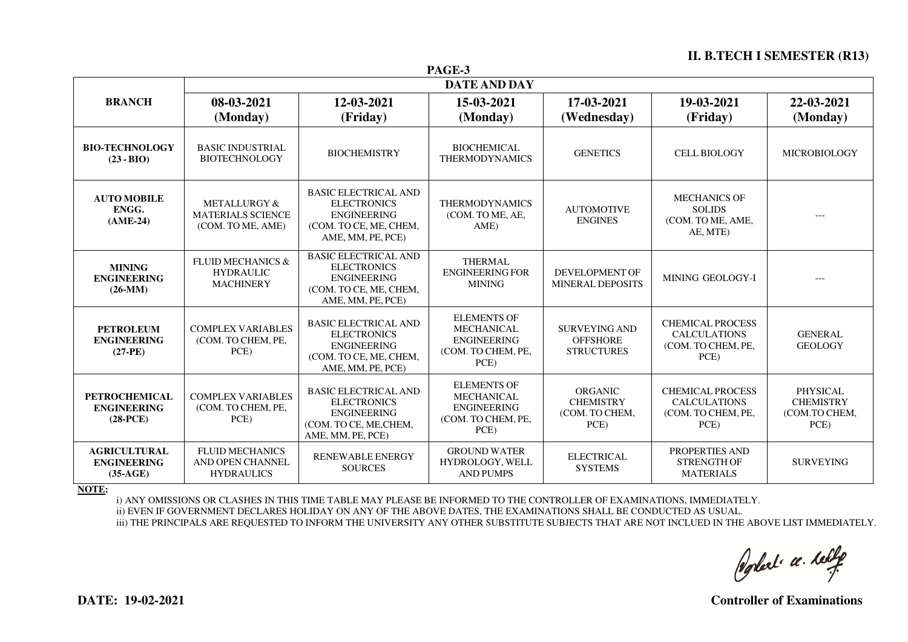## II. B.TECH I SEMESTER (R13)

PAGE-3

| BRANCH | DATE AND DAY | | | | | |
|---|---|---|---|---|---|---|
| | **08-03-2021 (Monday)** | **12-03-2021 (Friday)** | **15-03-2021 (Monday)** | **17-03-2021 (Wednesday)** | **19-03-2021 (Friday)** | **22-03-2021 (Monday)** |
| **BIO-TECHNOLOGY (23 - BIO)** | BASIC INDUSTRIAL BIOTECHNOLOGY | BIOCHEMISTRY | BIOCHEMICAL THERMODYNAMICS | GENETICS | CELL BIOLOGY | MICROBIOLOGY |
| **AUTO MOBILE ENGG. (AME-24)** | METALLURGY & MATERIALS SCIENCE (COM. TO ME, AME) | BASIC ELECTRICAL AND ELECTRONICS ENGINEERING (COM. TO CE, ME, CHEM, AME, MM, PE, PCE) | THERMODYNAMICS (COM. TO ME, AE, AME) | AUTOMOTIVE ENGINES | MECHANICS OF SOLIDS (COM. TO ME, AME, AE, MTE) | --- |
| **MINING ENGINEERING (26-MM)** | FLUID MECHANICS & HYDRAULIC MACHINERY | BASIC ELECTRICAL AND ELECTRONICS ENGINEERING (COM. TO CE, ME, CHEM, AME, MM, PE, PCE) | THERMAL ENGINEERING FOR MINING | DEVELOPMENT OF MINERAL DEPOSITS | MINING GEOLOGY-I | --- |
| **PETROLEUM ENGINEERING (27-PE)** | COMPLEX VARIABLES (COM. TO CHEM, PE, PCE) | BASIC ELECTRICAL AND ELECTRONICS ENGINEERING (COM. TO CE, ME, CHEM, AME, MM, PE, PCE) | ELEMENTS OF MECHANICAL ENGINEERING (COM. TO CHEM, PE, PCE) | SURVEYING AND OFFSHORE STRUCTURES | CHEMICAL PROCESS CALCULATIONS (COM. TO CHEM, PE, PCE) | GENERAL GEOLOGY |
| **PETROCHEMICAL ENGINEERING (28-PCE)** | COMPLEX VARIABLES (COM. TO CHEM, PE, PCE) | BASIC ELECTRICAL AND ELECTRONICS ENGINEERING (COM. TO CE, ME,CHEM, AME, MM, PE, PCE) | ELEMENTS OF MECHANICAL ENGINEERING (COM. TO CHEM, PE, PCE) | ORGANIC CHEMISTRY (COM. TO CHEM, PCE) | CHEMICAL PROCESS CALCULATIONS (COM. TO CHEM, PE, PCE) | PHYSICAL CHEMISTRY (COM.TO CHEM, PCE) |
| **AGRICULTURAL ENGINEERING (35-AGE)** | FLUID MECHANICS AND OPEN CHANNEL HYDRAULICS | RENEWABLE ENERGY SOURCES | GROUND WATER HYDROLOGY, WELL AND PUMPS | ELECTRICAL SYSTEMS | PROPERTIES AND STRENGTH OF MATERIALS | SURVEYING |

**NOTE:**

i) ANY OMISSIONS OR CLASHES IN THIS TIME TABLE MAY PLEASE BE INFORMED TO THE CONTROLLER OF EXAMINATIONS, IMMEDIATELY.
ii) EVEN IF GOVERNMENT DECLARES HOLIDAY ON ANY OF THE ABOVE DATES, THE EXAMINATIONS SHALL BE CONDUCTED AS USUAL.
iii) THE PRINCIPALS ARE REQUESTED TO INFORM THE UNIVERSITY ANY OTHER SUBSTITUTE SUBJECTS THAT ARE NOT INCLUED IN THE ABOVE LIST IMMEDIATELY.

**DATE: 19-02-2021**

**Controller of Examinations**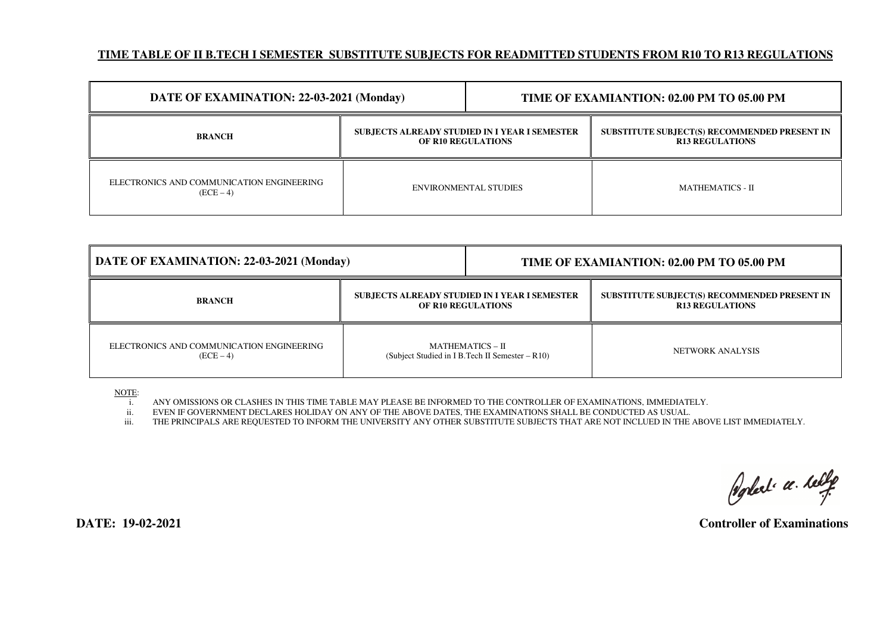**TIME TABLE OF II B.TECH I SEMESTER SUBSTITUTE SUBJECTS FOR READMITTED STUDENTS FROM R10 TO R13 REGULATIONS**

| DATE OF EXAMINATION: 22-03-2021 (Monday) | TIME OF EXAMIANTION: 02.00 PM TO 05.00 PM | |
|---|---|---|
| **BRANCH** | **SUBJECTS ALREADY STUDIED IN I YEAR I SEMESTER OF R10 REGULATIONS** | **SUBSTITUTE SUBJECT(S) RECOMMENDED PRESENT IN R13 REGULATIONS** |
| ELECTRONICS AND COMMUNICATION ENGINEERING (ECE – 4) | ENVIRONMENTAL STUDIES | MATHEMATICS - II |

| DATE OF EXAMINATION: 22-03-2021 (Monday) | TIME OF EXAMIANTION: 02.00 PM TO 05.00 PM | |
|---|---|---|
| **BRANCH** | **SUBJECTS ALREADY STUDIED IN I YEAR I SEMESTER OF R10 REGULATIONS** | **SUBSTITUTE SUBJECT(S) RECOMMENDED PRESENT IN R13 REGULATIONS** |
| ELECTRONICS AND COMMUNICATION ENGINEERING (ECE – 4) | MATHEMATICS – II (Subject Studied in I B.Tech II Semester – R10) | NETWORK ANALYSIS |

NOTE:

i. ANY OMISSIONS OR CLASHES IN THIS TIME TABLE MAY PLEASE BE INFORMED TO THE CONTROLLER OF EXAMINATIONS, IMMEDIATELY.

ii. EVEN IF GOVERNMENT DECLARES HOLIDAY ON ANY OF THE ABOVE DATES, THE EXAMINATIONS SHALL BE CONDUCTED AS USUAL.

iii. THE PRINCIPALS ARE REQUESTED TO INFORM THE UNIVERSITY ANY OTHER SUBSTITUTE SUBJECTS THAT ARE NOT INCLUED IN THE ABOVE LIST IMMEDIATELY.

**DATE: 19-02-2021**

**Controller of Examinations**